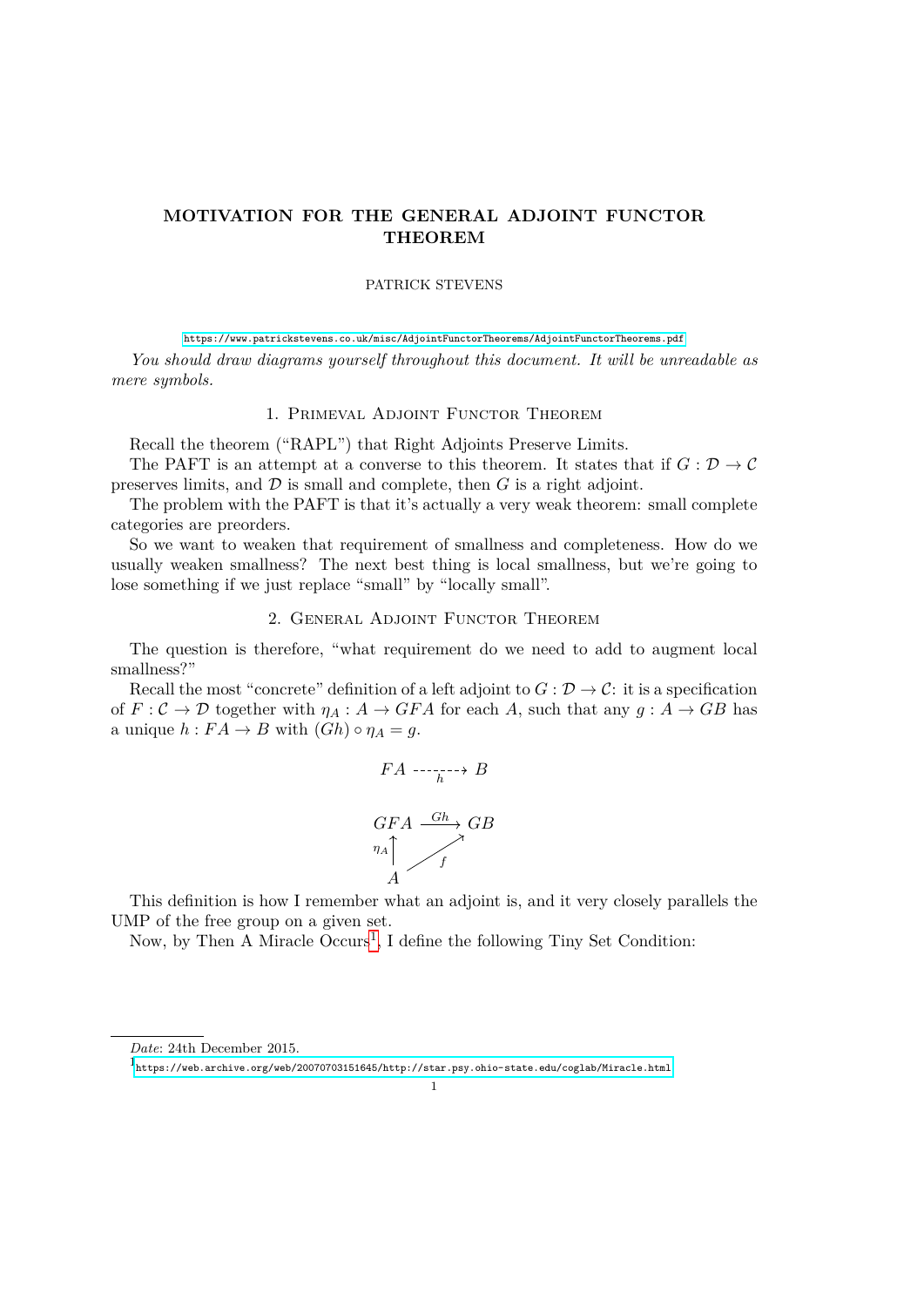# MOTIVATION FOR THE GENERAL ADJOINT FUNCTOR THEOREM

PATRICK STEVENS

https://www.patrickstevens.co.uk/misc/AdjointFunctorTheorems/AdjointFunctorTheorems.pdf

*You should draw diagrams yourself throughout this document. It will be unreadable as mere symbols.*

## 1. Primeval Adjoint Functor Theorem

Recall the theorem ("RAPL") that Right Adjoints Preserve Limits.

The PAFT is an attempt at a converse to this theorem. It states that if $G : \mathcal{D} \to \mathcal{C}$ preserves limits, and $\mathcal{D}$ is small and complete, then $G$ is a right adjoint.

The problem with the PAFT is that it's actually a very weak theorem: small complete categories are preorders.

So we want to weaken that requirement of smallness and completeness. How do we usually weaken smallness? The next best thing is local smallness, but we're going to lose something if we just replace "small" by "locally small".

## 2. General Adjoint Functor Theorem

The question is therefore, "what requirement do we need to add to augment local smallness?"

Recall the most "concrete" definition of a left adjoint to $G : \mathcal{D} \to \mathcal{C}$: it is a specification of $F : \mathcal{C} \to \mathcal{D}$ together with $\eta_A : A \to GFA$ for each $A$, such that any $g : A \to GB$ has a unique $h : FA \to B$ with $(Gh) \circ \eta_A = g$.

$$FA \xrightarrow{h} B$$

$$\begin{array}{ccc} GFA & \xrightarrow{Gh} & GB \\ \uparrow{\scriptstyle \eta_A} & \nearrow{\scriptstyle f} & \\ A & & \end{array}$$

This definition is how I remember what an adjoint is, and it very closely parallels the UMP of the free group on a given set.

Now, by Then A Miracle Occurs[1], I define the following Tiny Set Condition:

*Date*: 24th December 2015.

[1] https://web.archive.org/web/20070703151645/http://star.psy.ohio-state.edu/coglab/Miracle.html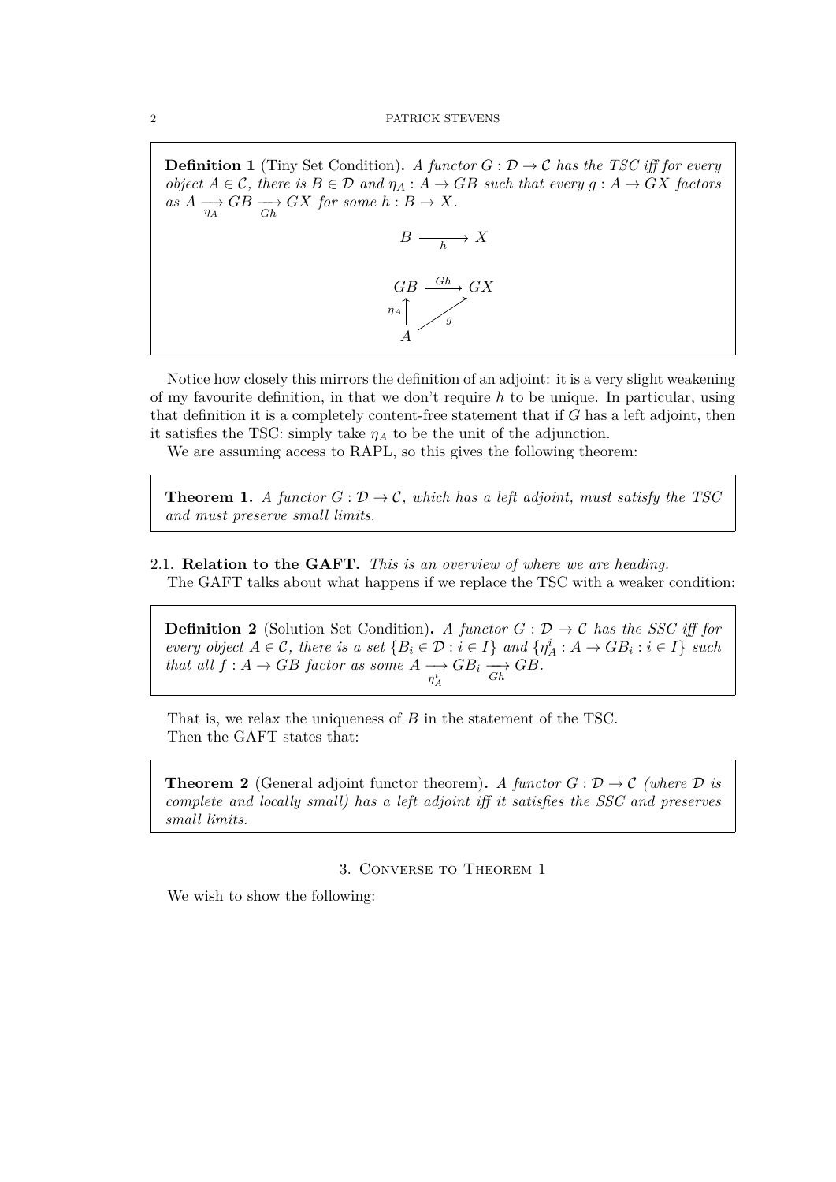**Definition 1** (Tiny Set Condition)**.** *A functor $G : \mathcal{D} \to \mathcal{C}$ has the TSC iff for every object $A \in \mathcal{C}$, there is $B \in \mathcal{D}$ and $\eta_A : A \to GB$ such that every $g : A \to GX$ factors as $A \underset{\eta_A}{\longrightarrow} GB \underset{Gh}{\longrightarrow} GX$ for some $h : B \to X$.*

$$B \xrightarrow[h]{} X$$

$$\begin{array}{ccc} GB & \xrightarrow{Gh} & GX \\ {\scriptstyle \eta_A}\uparrow & \nearrow_{g} & \\ A & & \end{array}$$

Notice how closely this mirrors the definition of an adjoint: it is a very slight weakening of my favourite definition, in that we don't require $h$ to be unique. In particular, using that definition it is a completely content-free statement that if $G$ has a left adjoint, then it satisfies the TSC: simply take $\eta_A$ to be the unit of the adjunction.

We are assuming access to RAPL, so this gives the following theorem:

**Theorem 1.** *A functor $G : \mathcal{D} \to \mathcal{C}$, which has a left adjoint, must satisfy the TSC and must preserve small limits.*

### 2.1. Relation to the GAFT.

*This is an overview of where we are heading.*

The GAFT talks about what happens if we replace the TSC with a weaker condition:

**Definition 2** (Solution Set Condition)**.** *A functor $G : \mathcal{D} \to \mathcal{C}$ has the SSC iff for every object $A \in \mathcal{C}$, there is a set $\{B_i \in \mathcal{D} : i \in I\}$ and $\{\eta_A^i : A \to GB_i : i \in I\}$ such that all $f : A \to GB$ factor as some $A \underset{\eta_A^i}{\longrightarrow} GB_i \underset{Gh}{\longrightarrow} GB$.*

That is, we relax the uniqueness of $B$ in the statement of the TSC.

Then the GAFT states that:

**Theorem 2** (General adjoint functor theorem)**.** *A functor $G : \mathcal{D} \to \mathcal{C}$ (where $\mathcal{D}$ is complete and locally small) has a left adjoint iff it satisfies the SSC and preserves small limits.*

## 3. Converse to Theorem 1

We wish to show the following: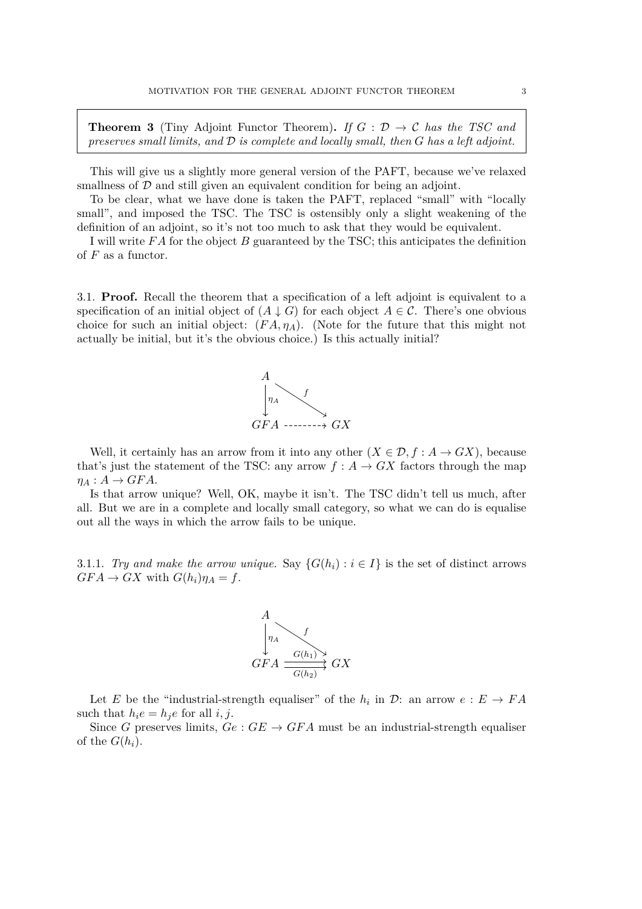**Theorem 3** (Tiny Adjoint Functor Theorem)**.** *If $G : \mathcal{D} \to \mathcal{C}$ has the TSC and preserves small limits, and $\mathcal{D}$ is complete and locally small, then $G$ has a left adjoint.*

This will give us a slightly more general version of the PAFT, because we've relaxed smallness of $\mathcal{D}$ and still given an equivalent condition for being an adjoint.

To be clear, what we have done is taken the PAFT, replaced "small" with "locally small", and imposed the TSC. The TSC is ostensibly only a slight weakening of the definition of an adjoint, so it's not too much to ask that they would be equivalent.

I will write $FA$ for the object $B$ guaranteed by the TSC; this anticipates the definition of $F$ as a functor.

### 3.1. Proof.

Recall the theorem that a specification of a left adjoint is equivalent to a specification of an initial object of $(A \downarrow G)$ for each object $A \in \mathcal{C}$. There's one obvious choice for such an initial object: $(FA, \eta_A)$. (Note for the future that this might not actually be initial, but it's the obvious choice.) Is this actually initial?

$$\begin{array}{ccc} A & & \\ \downarrow{\scriptstyle \eta_A} & \searrow{\scriptstyle f} & \\ GFA & \dashrightarrow & GX \end{array}$$

Well, it certainly has an arrow from it into any other $(X \in \mathcal{D}, f : A \to GX)$, because that's just the statement of the TSC: any arrow $f : A \to GX$ factors through the map $\eta_A : A \to GFA$.

Is that arrow unique? Well, OK, maybe it isn't. The TSC didn't tell us much, after all. But we are in a complete and locally small category, so what we can do is equalise out all the ways in which the arrow fails to be unique.

#### 3.1.1. *Try and make the arrow unique.*

Say $\{G(h_i) : i \in I\}$ is the set of distinct arrows $GFA \to GX$ with $G(h_i)\eta_A = f$.

$$\begin{array}{ccc} A & & \\ \downarrow{\scriptstyle \eta_A} & \searrow{\scriptstyle f} & \\ GFA & \overset{G(h_1)}{\underset{G(h_2)}{\rightrightarrows}} & GX \end{array}$$

Let $E$ be the "industrial-strength equaliser" of the $h_i$ in $\mathcal{D}$: an arrow $e : E \to FA$ such that $h_i e = h_j e$ for all $i, j$.

Since $G$ preserves limits, $Ge : GE \to GFA$ must be an industrial-strength equaliser of the $G(h_i)$.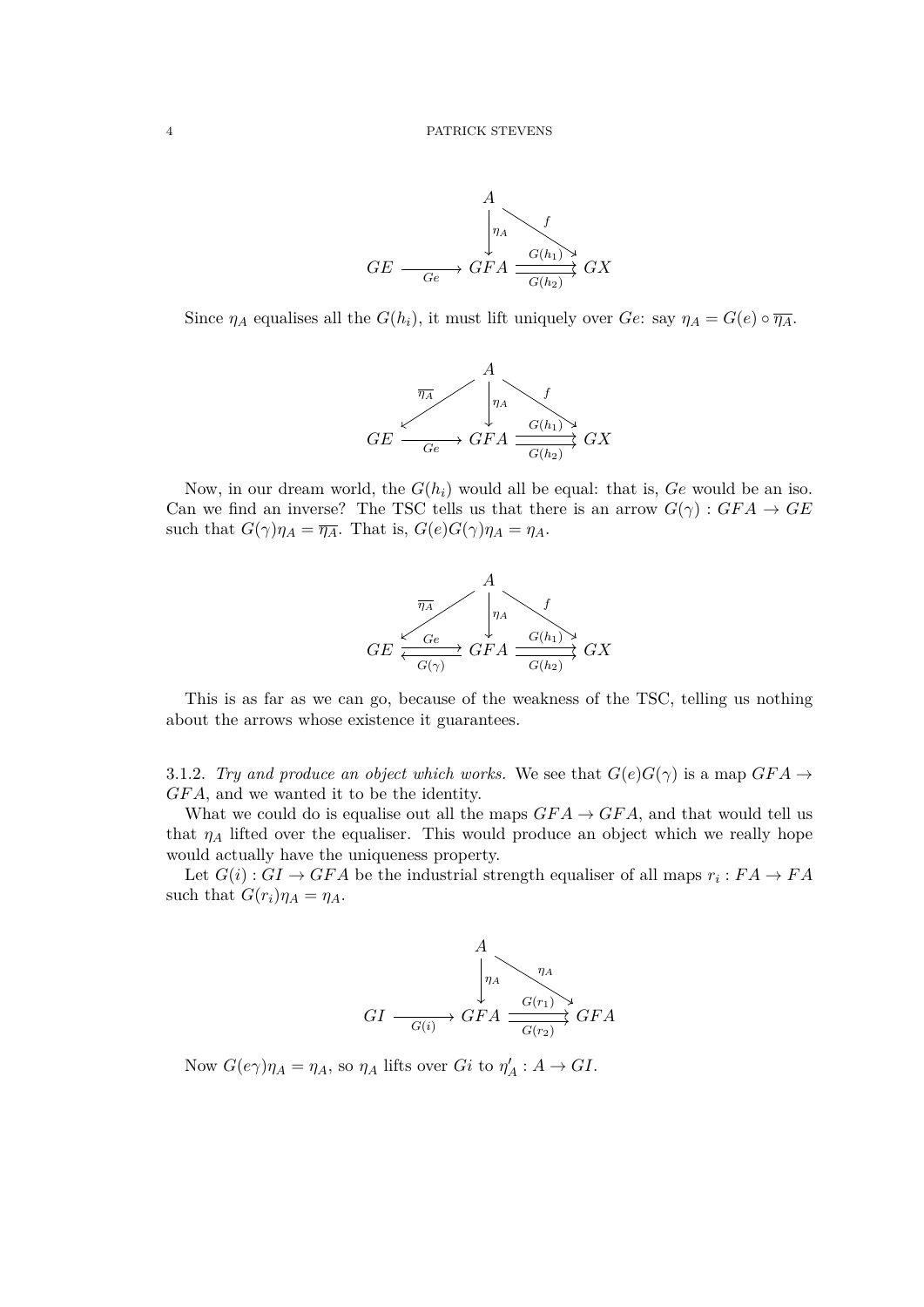$$
\begin{array}{ccccc}
 & & A & & \\
 & & \downarrow \eta_A & \searrow f & \\
GE & \xrightarrow{Ge} & GFA & \overset{G(h_1)}{\underset{G(h_2)}{\rightrightarrows}} & GX
\end{array}
$$

Since $\eta_A$ equalises all the $G(h_i)$, it must lift uniquely over $Ge$: say $\eta_A = G(e) \circ \overline{\eta_A}$.

$$
\begin{array}{ccccc}
 & \swarrow \overline{\eta_A} & A & \searrow f & \\
 & & \downarrow \eta_A & & \\
GE & \xrightarrow{Ge} & GFA & \overset{G(h_1)}{\underset{G(h_2)}{\rightrightarrows}} & GX
\end{array}
$$

Now, in our dream world, the $G(h_i)$ would all be equal: that is, $Ge$ would be an iso. Can we find an inverse? The TSC tells us that there is an arrow $G(\gamma) : GFA \to GE$ such that $G(\gamma)\eta_A = \overline{\eta_A}$. That is, $G(e)G(\gamma)\eta_A = \eta_A$.

$$
\begin{array}{ccccc}
 & \swarrow \overline{\eta_A} & A & \searrow f & \\
 & & \downarrow \eta_A & & \\
GE & \overset{Ge}{\underset{G(\gamma)}{\rightleftarrows}} & GFA & \overset{G(h_1)}{\underset{G(h_2)}{\rightrightarrows}} & GX
\end{array}
$$

This is as far as we can go, because of the weakness of the TSC, telling us nothing about the arrows whose existence it guarantees.

3.1.2. *Try and produce an object which works.* We see that $G(e)G(\gamma)$ is a map $GFA \to GFA$, and we wanted it to be the identity.

What we could do is equalise out all the maps $GFA \to GFA$, and that would tell us that $\eta_A$ lifted over the equaliser. This would produce an object which we really hope would actually have the uniqueness property.

Let $G(i) : GI \to GFA$ be the industrial strength equaliser of all maps $r_i : FA \to FA$ such that $G(r_i)\eta_A = \eta_A$.

$$
\begin{array}{ccccc}
 & & A & & \\
 & & \downarrow \eta_A & \searrow \eta_A & \\
GI & \xrightarrow{G(i)} & GFA & \overset{G(r_1)}{\underset{G(r_2)}{\rightrightarrows}} & GFA
\end{array}
$$

Now $G(e\gamma)\eta_A = \eta_A$, so $\eta_A$ lifts over $Gi$ to $\eta'_A : A \to GI$.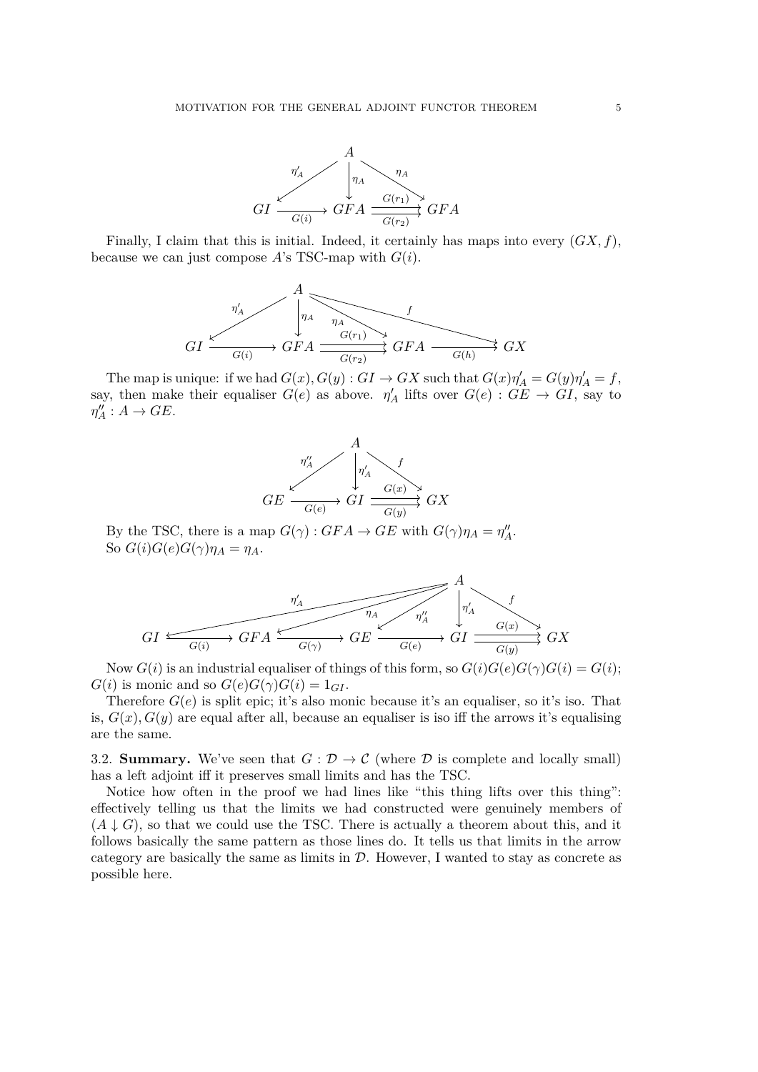$$
\begin{array}{c}
A \\
\swarrow \eta'_A \quad \downarrow \eta_A \quad \searrow \eta_A \\
GI \xrightarrow{G(i)} GFA \overset{G(r_1)}{\underset{G(r_2)}{\rightrightarrows}} GFA
\end{array}
$$

Finally, I claim that this is initial. Indeed, it certainly has maps into every $(GX, f)$, because we can just compose $A$'s TSC-map with $G(i)$.

$$
\begin{array}{c}
A \\
\swarrow \eta'_A \quad \downarrow \eta_A \quad \searrow \eta_A \quad \searrow f \\
GI \xrightarrow{G(i)} GFA \overset{G(r_1)}{\underset{G(r_2)}{\rightrightarrows}} GFA \xrightarrow{G(h)} GX
\end{array}
$$

The map is unique: if we had $G(x), G(y) : GI \to GX$ such that $G(x)\eta'_A = G(y)\eta'_A = f$, say, then make their equaliser $G(e)$ as above. $\eta'_A$ lifts over $G(e) : GE \to GI$, say to $\eta''_A : A \to GE$.

$$
\begin{array}{c}
A \\
\swarrow \eta''_A \quad \downarrow \eta'_A \quad \searrow f \\
GE \xrightarrow{G(e)} GI \overset{G(x)}{\underset{G(y)}{\rightrightarrows}} GX
\end{array}
$$

By the TSC, there is a map $G(\gamma) : GFA \to GE$ with $G(\gamma)\eta_A = \eta''_A$.
So $G(i)G(e)G(\gamma)\eta_A = \eta_A$.

$$
\begin{array}{c}
A \\
\swarrow \eta'_A \quad \swarrow \eta_A \quad \swarrow \eta''_A \quad \downarrow \eta'_A \quad \searrow f \\
GI \xrightarrow{G(i)} GFA \xrightarrow{G(\gamma)} GE \xrightarrow{G(e)} GI \overset{G(x)}{\underset{G(y)}{\rightrightarrows}} GX
\end{array}
$$

Now $G(i)$ is an industrial equaliser of things of this form, so $G(i)G(e)G(\gamma)G(i) = G(i)$; $G(i)$ is monic and so $G(e)G(\gamma)G(i) = 1_{GI}$.

Therefore $G(e)$ is split epic; it's also monic because it's an equaliser, so it's iso. That is, $G(x), G(y)$ are equal after all, because an equaliser is iso iff the arrows it's equalising are the same.

3.2. **Summary.** We've seen that $G : \mathcal{D} \to \mathcal{C}$ (where $\mathcal{D}$ is complete and locally small) has a left adjoint iff it preserves small limits and has the TSC.

Notice how often in the proof we had lines like "this thing lifts over this thing": effectively telling us that the limits we had constructed were genuinely members of $(A \downarrow G)$, so that we could use the TSC. There is actually a theorem about this, and it follows basically the same pattern as those lines do. It tells us that limits in the arrow category are basically the same as limits in $\mathcal{D}$. However, I wanted to stay as concrete as possible here.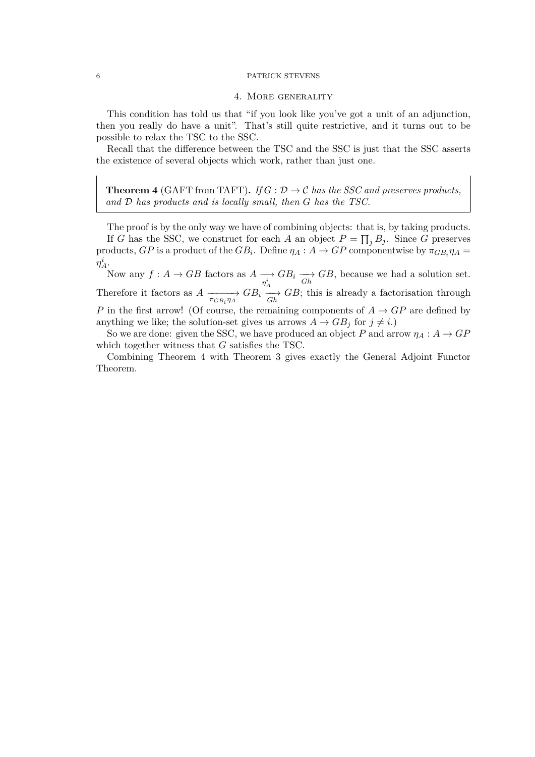## 4. More generality

This condition has told us that "if you look like you've got a unit of an adjunction, then you really do have a unit". That's still quite restrictive, and it turns out to be possible to relax the TSC to the SSC.

Recall that the difference between the TSC and the SSC is just that the SSC asserts the existence of several objects which work, rather than just one.

**Theorem 4** (GAFT from TAFT)**.** *If $G : \mathcal{D} \to \mathcal{C}$ has the SSC and preserves products, and $\mathcal{D}$ has products and is locally small, then $G$ has the TSC.*

The proof is by the only way we have of combining objects: that is, by taking products.

If $G$ has the SSC, we construct for each $A$ an object $P = \prod_j B_j$. Since $G$ preserves products, $GP$ is a product of the $GB_i$. Define $\eta_A : A \to GP$ componentwise by $\pi_{GB_i} \eta_A = \eta^i_A$.

Now any $f : A \to GB$ factors as $A \underset{\eta^i_A}{\longrightarrow} GB_i \underset{Gh}{\longrightarrow} GB$, because we had a solution set. Therefore it factors as $A \xrightarrow[\pi_{GB_i}\eta_A]{} GB_i \underset{Gh}{\longrightarrow} GB$; this is already a factorisation through $P$ in the first arrow! (Of course, the remaining components of $A \to GP$ are defined by anything we like; the solution-set gives us arrows $A \to GB_j$ for $j \neq i$.)

So we are done: given the SSC, we have produced an object $P$ and arrow $\eta_A : A \to GP$ which together witness that $G$ satisfies the TSC.

Combining Theorem 4 with Theorem 3 gives exactly the General Adjoint Functor Theorem.